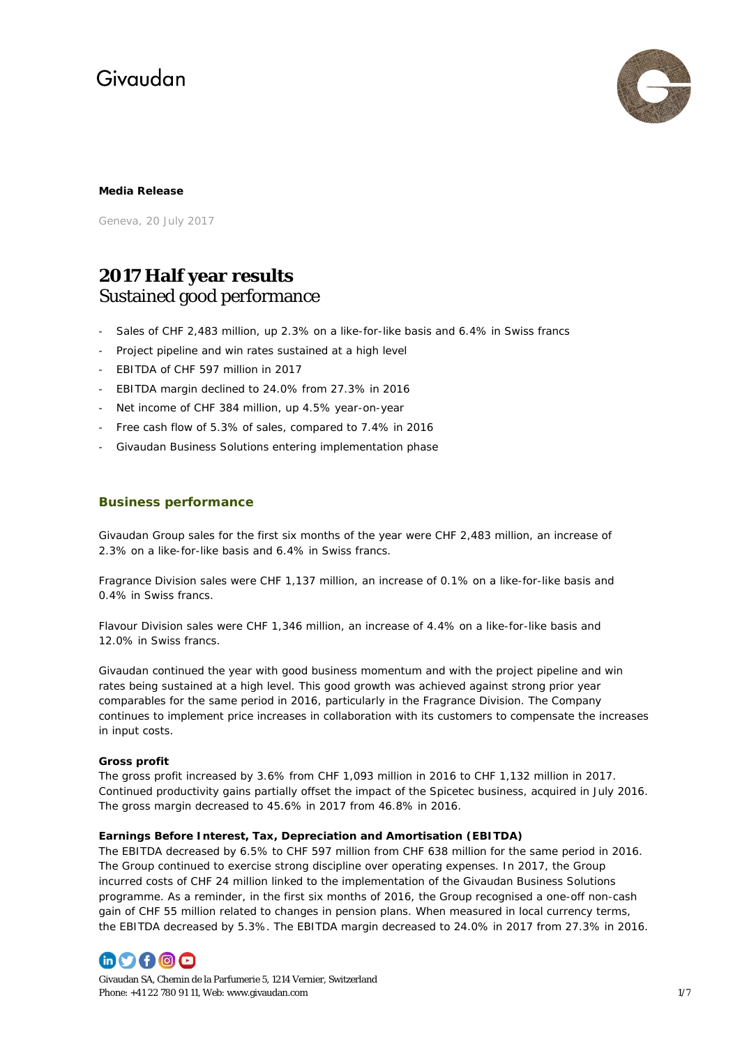Givaudan

**Media Release**

Geneva, 20 July 2017

# 2017 Half year results
## Sustained good performance

- Sales of CHF 2,483 million, up 2.3% on a like-for-like basis and 6.4% in Swiss francs
- Project pipeline and win rates sustained at a high level
- EBITDA of CHF 597 million in 2017
- EBITDA margin declined to 24.0% from 27.3% in 2016
- Net income of CHF 384 million, up 4.5% year-on-year
- Free cash flow of 5.3% of sales, compared to 7.4% in 2016
- Givaudan Business Solutions entering implementation phase

## Business performance

Givaudan Group sales for the first six months of the year were CHF 2,483 million, an increase of 2.3% on a like-for-like basis and 6.4% in Swiss francs.

Fragrance Division sales were CHF 1,137 million, an increase of 0.1% on a like-for-like basis and 0.4% in Swiss francs.

Flavour Division sales were CHF 1,346 million, an increase of 4.4% on a like-for-like basis and 12.0% in Swiss francs.

Givaudan continued the year with good business momentum and with the project pipeline and win rates being sustained at a high level. This good growth was achieved against strong prior year comparables for the same period in 2016, particularly in the Fragrance Division. The Company continues to implement price increases in collaboration with its customers to compensate the increases in input costs.

**Gross profit**

The gross profit increased by 3.6% from CHF 1,093 million in 2016 to CHF 1,132 million in 2017. Continued productivity gains partially offset the impact of the Spicetec business, acquired in July 2016. The gross margin decreased to 45.6% in 2017 from 46.8% in 2016.

**Earnings Before Interest, Tax, Depreciation and Amortisation (EBITDA)**

The EBITDA decreased by 6.5% to CHF 597 million from CHF 638 million for the same period in 2016. The Group continued to exercise strong discipline over operating expenses. In 2017, the Group incurred costs of CHF 24 million linked to the implementation of the Givaudan Business Solutions programme. As a reminder, in the first six months of 2016, the Group recognised a one-off non-cash gain of CHF 55 million related to changes in pension plans. When measured in local currency terms, the EBITDA decreased by 5.3%. The EBITDA margin decreased to 24.0% in 2017 from 27.3% in 2016.

Givaudan SA, Chemin de la Parfumerie 5, 1214 Vernier, Switzerland
Phone: +41 22 780 91 11, Web: www.givaudan.com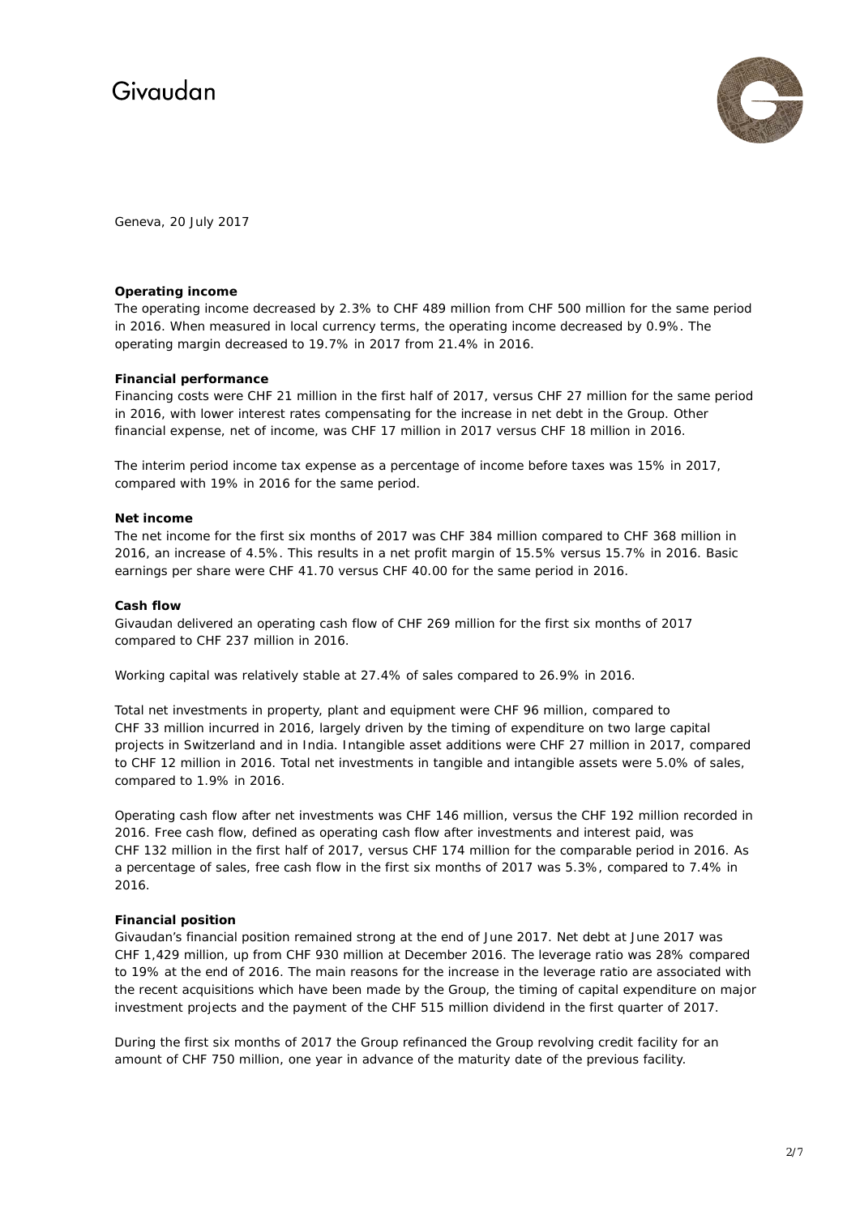Geneva, 20 July 2017

**Operating income**

The operating income decreased by 2.3% to CHF 489 million from CHF 500 million for the same period in 2016. When measured in local currency terms, the operating income decreased by 0.9%. The operating margin decreased to 19.7% in 2017 from 21.4% in 2016.

**Financial performance**

Financing costs were CHF 21 million in the first half of 2017, versus CHF 27 million for the same period in 2016, with lower interest rates compensating for the increase in net debt in the Group. Other financial expense, net of income, was CHF 17 million in 2017 versus CHF 18 million in 2016.

The interim period income tax expense as a percentage of income before taxes was 15% in 2017, compared with 19% in 2016 for the same period.

**Net income**

The net income for the first six months of 2017 was CHF 384 million compared to CHF 368 million in 2016, an increase of 4.5%. This results in a net profit margin of 15.5% versus 15.7% in 2016. Basic earnings per share were CHF 41.70 versus CHF 40.00 for the same period in 2016.

**Cash flow**

Givaudan delivered an operating cash flow of CHF 269 million for the first six months of 2017 compared to CHF 237 million in 2016.

Working capital was relatively stable at 27.4% of sales compared to 26.9% in 2016.

Total net investments in property, plant and equipment were CHF 96 million, compared to CHF 33 million incurred in 2016, largely driven by the timing of expenditure on two large capital projects in Switzerland and in India. Intangible asset additions were CHF 27 million in 2017, compared to CHF 12 million in 2016. Total net investments in tangible and intangible assets were 5.0% of sales, compared to 1.9% in 2016.

Operating cash flow after net investments was CHF 146 million, versus the CHF 192 million recorded in 2016. Free cash flow, defined as operating cash flow after investments and interest paid, was CHF 132 million in the first half of 2017, versus CHF 174 million for the comparable period in 2016. As a percentage of sales, free cash flow in the first six months of 2017 was 5.3%, compared to 7.4% in 2016.

**Financial position**

Givaudan's financial position remained strong at the end of June 2017. Net debt at June 2017 was CHF 1,429 million, up from CHF 930 million at December 2016. The leverage ratio was 28% compared to 19% at the end of 2016. The main reasons for the increase in the leverage ratio are associated with the recent acquisitions which have been made by the Group, the timing of capital expenditure on major investment projects and the payment of the CHF 515 million dividend in the first quarter of 2017.

During the first six months of 2017 the Group refinanced the Group revolving credit facility for an amount of CHF 750 million, one year in advance of the maturity date of the previous facility.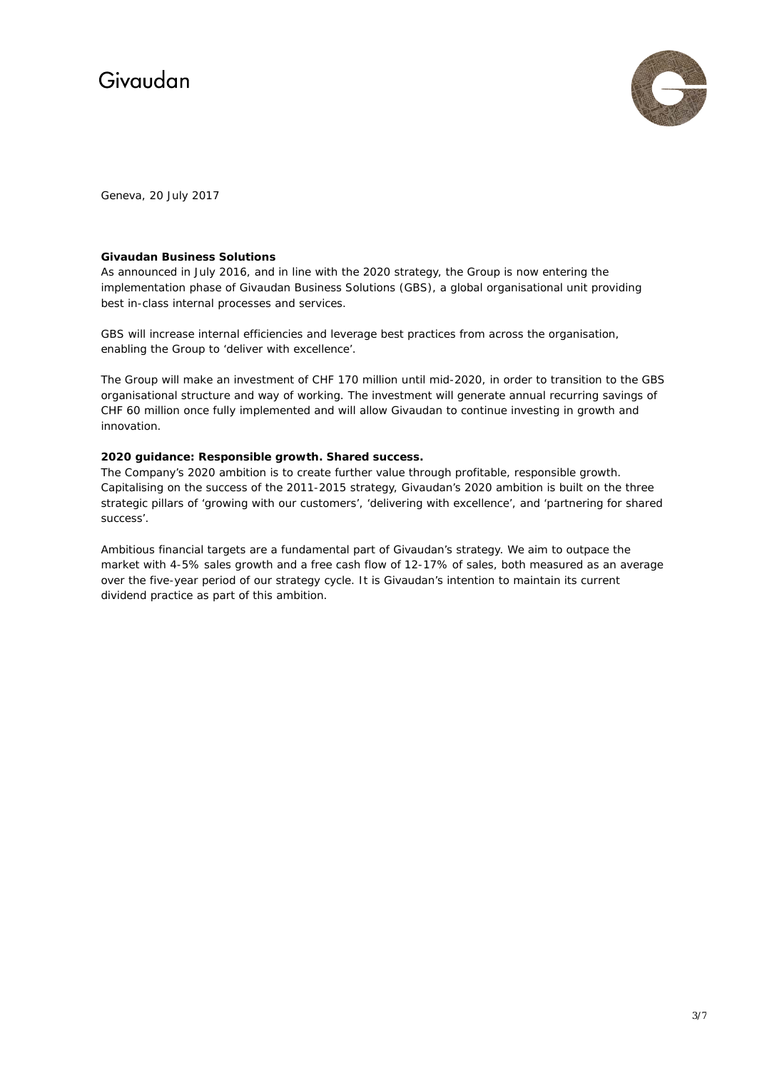Geneva, 20 July 2017

**Givaudan Business Solutions**
As announced in July 2016, and in line with the 2020 strategy, the Group is now entering the implementation phase of Givaudan Business Solutions (GBS), a global organisational unit providing best in-class internal processes and services.

GBS will increase internal efficiencies and leverage best practices from across the organisation, enabling the Group to 'deliver with excellence'.

The Group will make an investment of CHF 170 million until mid-2020, in order to transition to the GBS organisational structure and way of working. The investment will generate annual recurring savings of CHF 60 million once fully implemented and will allow Givaudan to continue investing in growth and innovation.

**2020 guidance: Responsible growth. Shared success.**
The Company's 2020 ambition is to create further value through profitable, responsible growth. Capitalising on the success of the 2011-2015 strategy, Givaudan's 2020 ambition is built on the three strategic pillars of 'growing with our customers', 'delivering with excellence', and 'partnering for shared success'.

Ambitious financial targets are a fundamental part of Givaudan's strategy. We aim to outpace the market with 4-5% sales growth and a free cash flow of 12-17% of sales, both measured as an average over the five-year period of our strategy cycle. It is Givaudan's intention to maintain its current dividend practice as part of this ambition.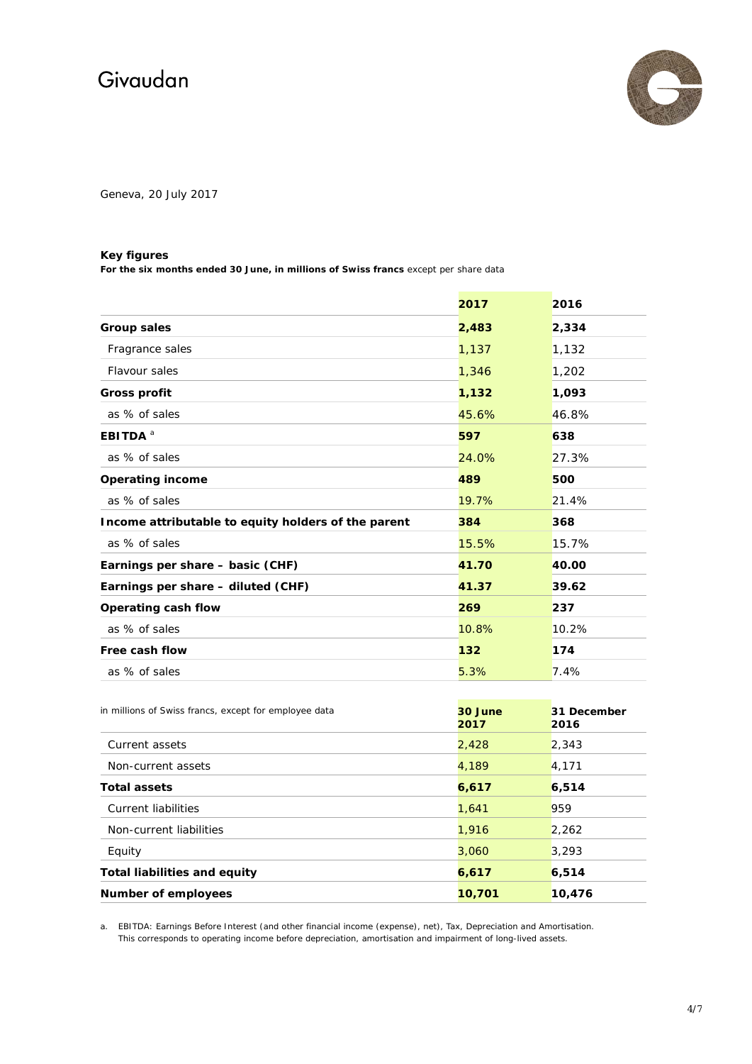Givaudan

Geneva, 20 July 2017

**Key figures**

**For the six months ended 30 June, in millions of Swiss francs** except per share data

| | 2017 | 2016 |
|---|---|---|
| **Group sales** | **2,483** | **2,334** |
| Fragrance sales | 1,137 | 1,132 |
| Flavour sales | 1,346 | 1,202 |
| **Gross profit** | **1,132** | **1,093** |
| as % of sales | 45.6% | 46.8% |
| **EBITDA** [a] | **597** | **638** |
| as % of sales | 24.0% | 27.3% |
| **Operating income** | **489** | **500** |
| as % of sales | 19.7% | 21.4% |
| **Income attributable to equity holders of the parent** | **384** | **368** |
| as % of sales | 15.5% | 15.7% |
| **Earnings per share – basic (CHF)** | **41.70** | **40.00** |
| **Earnings per share – diluted (CHF)** | **41.37** | **39.62** |
| **Operating cash flow** | **269** | **237** |
| as % of sales | 10.8% | 10.2% |
| **Free cash flow** | **132** | **174** |
| as % of sales | 5.3% | 7.4% |

| in millions of Swiss francs, except for employee data | 30 June 2017 | 31 December 2016 |
|---|---|---|
| Current assets | 2,428 | 2,343 |
| Non-current assets | 4,189 | 4,171 |
| **Total assets** | **6,617** | **6,514** |
| Current liabilities | 1,641 | 959 |
| Non-current liabilities | 1,916 | 2,262 |
| Equity | 3,060 | 3,293 |
| **Total liabilities and equity** | **6,617** | **6,514** |
| **Number of employees** | **10,701** | **10,476** |

a. EBITDA: Earnings Before Interest (and other financial income (expense), net), Tax, Depreciation and Amortisation. This corresponds to operating income before depreciation, amortisation and impairment of long-lived assets.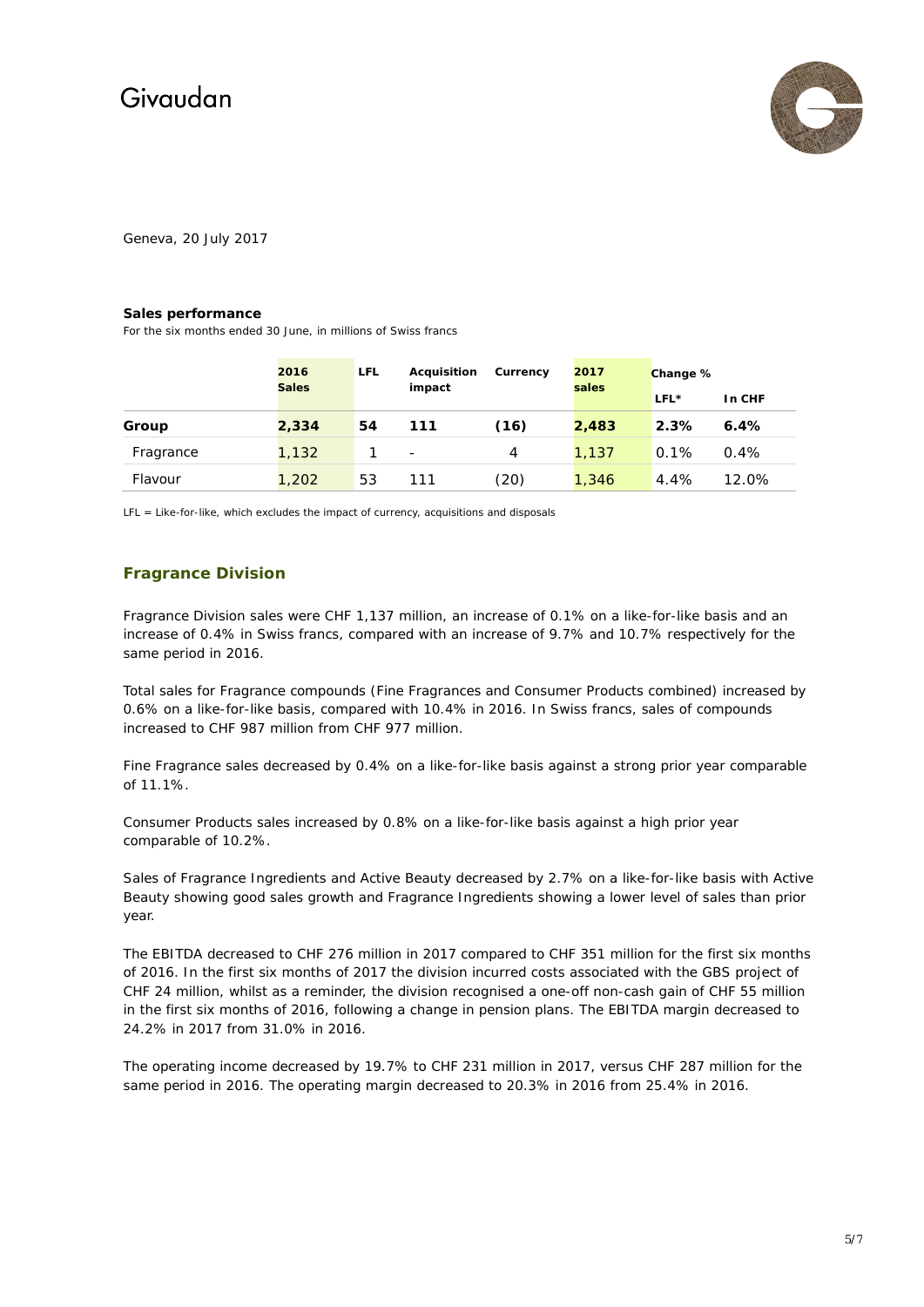Geneva, 20 July 2017

**Sales performance**

For the six months ended 30 June, in millions of Swiss francs

| | 2016 Sales | LFL | Acquisition impact | Currency | 2017 sales | Change % | |
|---|---|---|---|---|---|---|---|
| | | | | | | LFL* | In CHF |
| **Group** | **2,334** | **54** | **111** | **(16)** | **2,483** | **2.3%** | **6.4%** |
| Fragrance | 1,132 | 1 | - | 4 | 1,137 | 0.1% | 0.4% |
| Flavour | 1,202 | 53 | 111 | (20) | 1,346 | 4.4% | 12.0% |

LFL = Like-for-like, which excludes the impact of currency, acquisitions and disposals

## Fragrance Division

Fragrance Division sales were CHF 1,137 million, an increase of 0.1% on a like-for-like basis and an increase of 0.4% in Swiss francs, compared with an increase of 9.7% and 10.7% respectively for the same period in 2016.

Total sales for Fragrance compounds (Fine Fragrances and Consumer Products combined) increased by 0.6% on a like-for-like basis, compared with 10.4% in 2016. In Swiss francs, sales of compounds increased to CHF 987 million from CHF 977 million.

Fine Fragrance sales decreased by 0.4% on a like-for-like basis against a strong prior year comparable of 11.1%.

Consumer Products sales increased by 0.8% on a like-for-like basis against a high prior year comparable of 10.2%.

Sales of Fragrance Ingredients and Active Beauty decreased by 2.7% on a like-for-like basis with Active Beauty showing good sales growth and Fragrance Ingredients showing a lower level of sales than prior year.

The EBITDA decreased to CHF 276 million in 2017 compared to CHF 351 million for the first six months of 2016. In the first six months of 2017 the division incurred costs associated with the GBS project of CHF 24 million, whilst as a reminder, the division recognised a one-off non-cash gain of CHF 55 million in the first six months of 2016, following a change in pension plans. The EBITDA margin decreased to 24.2% in 2017 from 31.0% in 2016.

The operating income decreased by 19.7% to CHF 231 million in 2017, versus CHF 287 million for the same period in 2016. The operating margin decreased to 20.3% in 2016 from 25.4% in 2016.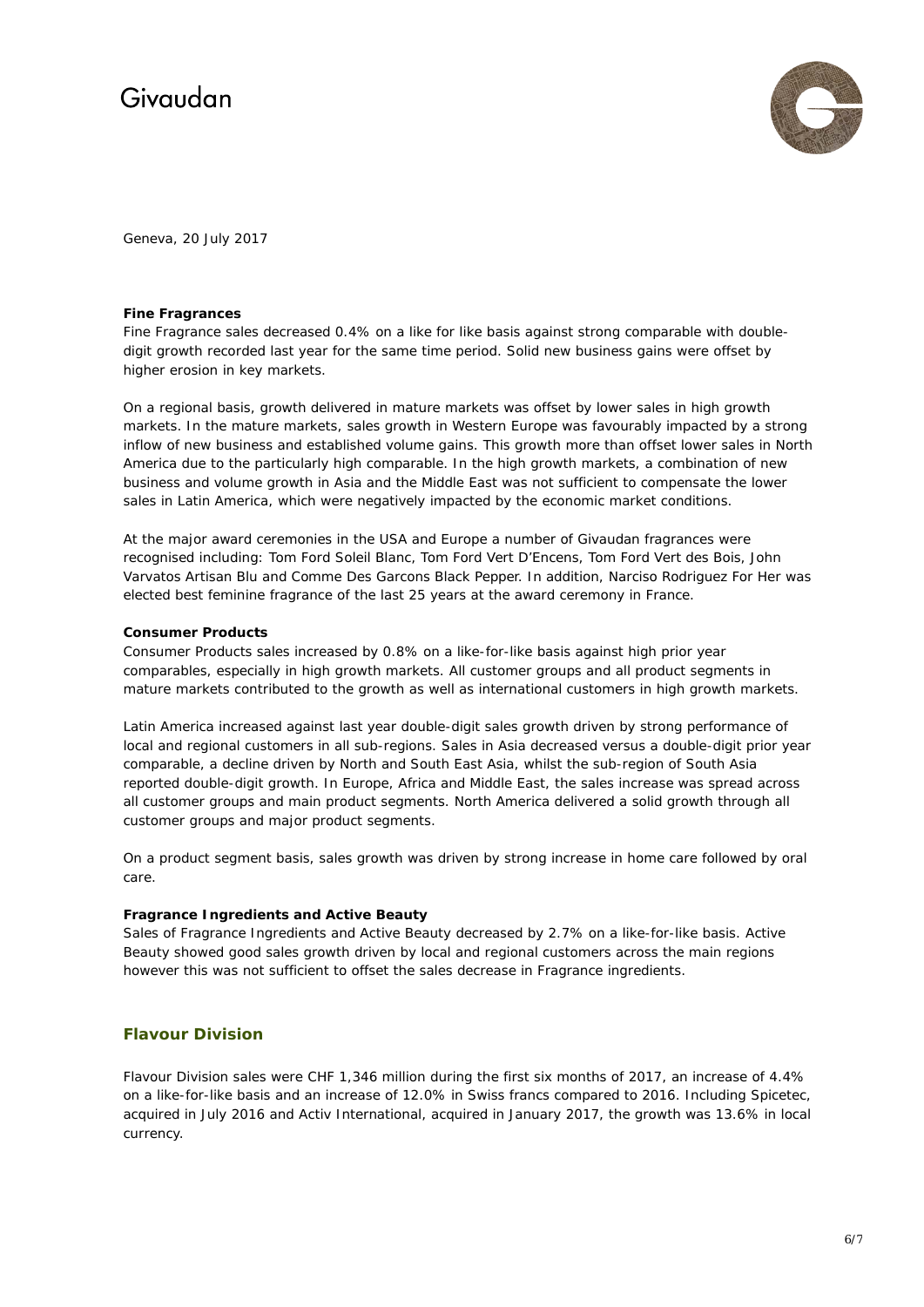Geneva, 20 July 2017

**Fine Fragrances**

Fine Fragrance sales decreased 0.4% on a like for like basis against strong comparable with double-digit growth recorded last year for the same time period. Solid new business gains were offset by higher erosion in key markets.

On a regional basis, growth delivered in mature markets was offset by lower sales in high growth markets. In the mature markets, sales growth in Western Europe was favourably impacted by a strong inflow of new business and established volume gains. This growth more than offset lower sales in North America due to the particularly high comparable. In the high growth markets, a combination of new business and volume growth in Asia and the Middle East was not sufficient to compensate the lower sales in Latin America, which were negatively impacted by the economic market conditions.

At the major award ceremonies in the USA and Europe a number of Givaudan fragrances were recognised including: Tom Ford Soleil Blanc, Tom Ford Vert D'Encens, Tom Ford Vert des Bois, John Varvatos Artisan Blu and Comme Des Garcons Black Pepper. In addition, Narciso Rodriguez For Her was elected best feminine fragrance of the last 25 years at the award ceremony in France.

**Consumer Products**

Consumer Products sales increased by 0.8% on a like-for-like basis against high prior year comparables, especially in high growth markets. All customer groups and all product segments in mature markets contributed to the growth as well as international customers in high growth markets.

Latin America increased against last year double-digit sales growth driven by strong performance of local and regional customers in all sub-regions. Sales in Asia decreased versus a double-digit prior year comparable, a decline driven by North and South East Asia, whilst the sub-region of South Asia reported double-digit growth. In Europe, Africa and Middle East, the sales increase was spread across all customer groups and main product segments. North America delivered a solid growth through all customer groups and major product segments.

On a product segment basis, sales growth was driven by strong increase in home care followed by oral care.

**Fragrance Ingredients and Active Beauty**

Sales of Fragrance Ingredients and Active Beauty decreased by 2.7% on a like-for-like basis. Active Beauty showed good sales growth driven by local and regional customers across the main regions however this was not sufficient to offset the sales decrease in Fragrance ingredients.

## Flavour Division

Flavour Division sales were CHF 1,346 million during the first six months of 2017, an increase of 4.4% on a like-for-like basis and an increase of 12.0% in Swiss francs compared to 2016. Including Spicetec, acquired in July 2016 and Activ International, acquired in January 2017, the growth was 13.6% in local currency.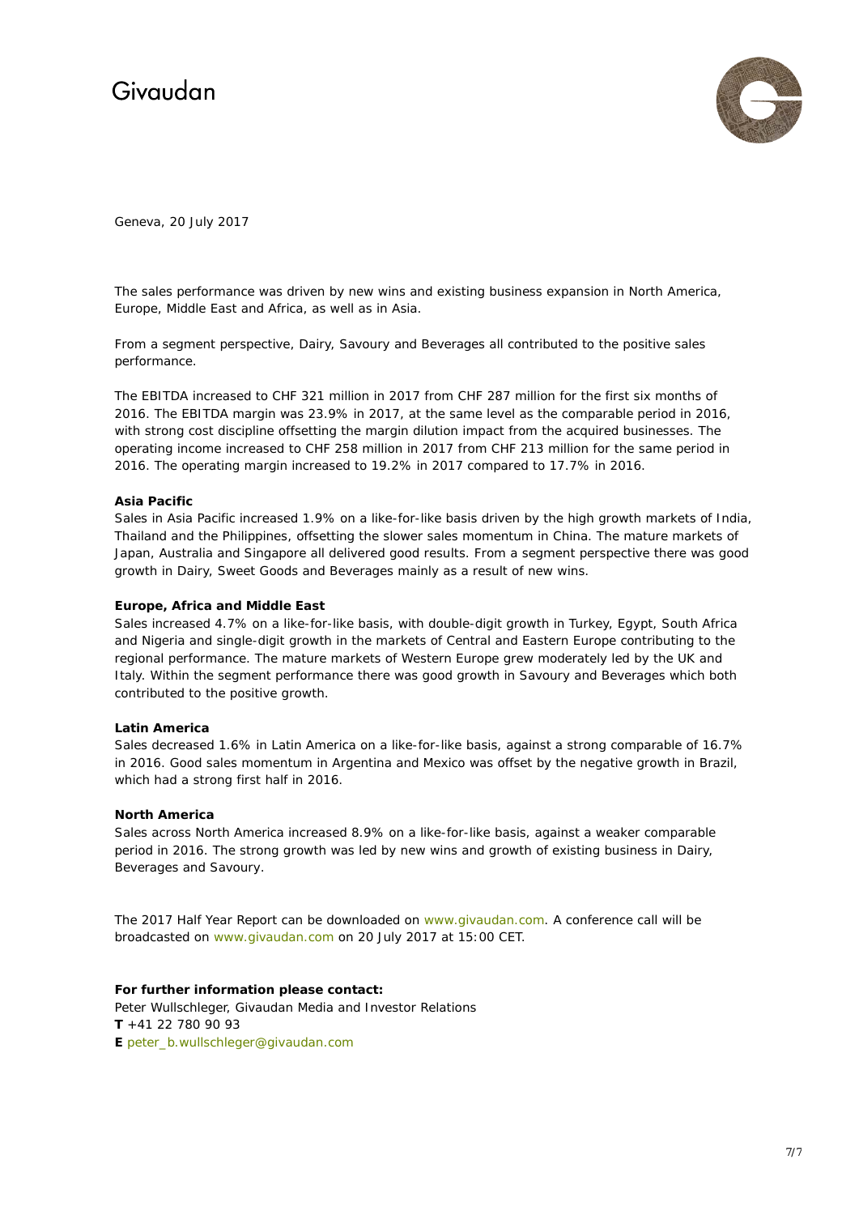Givaudan

Geneva, 20 July 2017

The sales performance was driven by new wins and existing business expansion in North America, Europe, Middle East and Africa, as well as in Asia.

From a segment perspective, Dairy, Savoury and Beverages all contributed to the positive sales performance.

The EBITDA increased to CHF 321 million in 2017 from CHF 287 million for the first six months of 2016. The EBITDA margin was 23.9% in 2017, at the same level as the comparable period in 2016, with strong cost discipline offsetting the margin dilution impact from the acquired businesses. The operating income increased to CHF 258 million in 2017 from CHF 213 million for the same period in 2016. The operating margin increased to 19.2% in 2017 compared to 17.7% in 2016.

**Asia Pacific**

Sales in Asia Pacific increased 1.9% on a like-for-like basis driven by the high growth markets of India, Thailand and the Philippines, offsetting the slower sales momentum in China. The mature markets of Japan, Australia and Singapore all delivered good results. From a segment perspective there was good growth in Dairy, Sweet Goods and Beverages mainly as a result of new wins.

**Europe, Africa and Middle East**

Sales increased 4.7% on a like-for-like basis, with double-digit growth in Turkey, Egypt, South Africa and Nigeria and single-digit growth in the markets of Central and Eastern Europe contributing to the regional performance. The mature markets of Western Europe grew moderately led by the UK and Italy. Within the segment performance there was good growth in Savoury and Beverages which both contributed to the positive growth.

**Latin America**

Sales decreased 1.6% in Latin America on a like-for-like basis, against a strong comparable of 16.7% in 2016. Good sales momentum in Argentina and Mexico was offset by the negative growth in Brazil, which had a strong first half in 2016.

**North America**

Sales across North America increased 8.9% on a like-for-like basis, against a weaker comparable period in 2016. The strong growth was led by new wins and growth of existing business in Dairy, Beverages and Savoury.

The 2017 Half Year Report can be downloaded on www.givaudan.com. A conference call will be broadcasted on www.givaudan.com on 20 July 2017 at 15:00 CET.

**For further information please contact:**

Peter Wullschleger, Givaudan Media and Investor Relations
**T** +41 22 780 90 93
**E** peter_b.wullschleger@givaudan.com